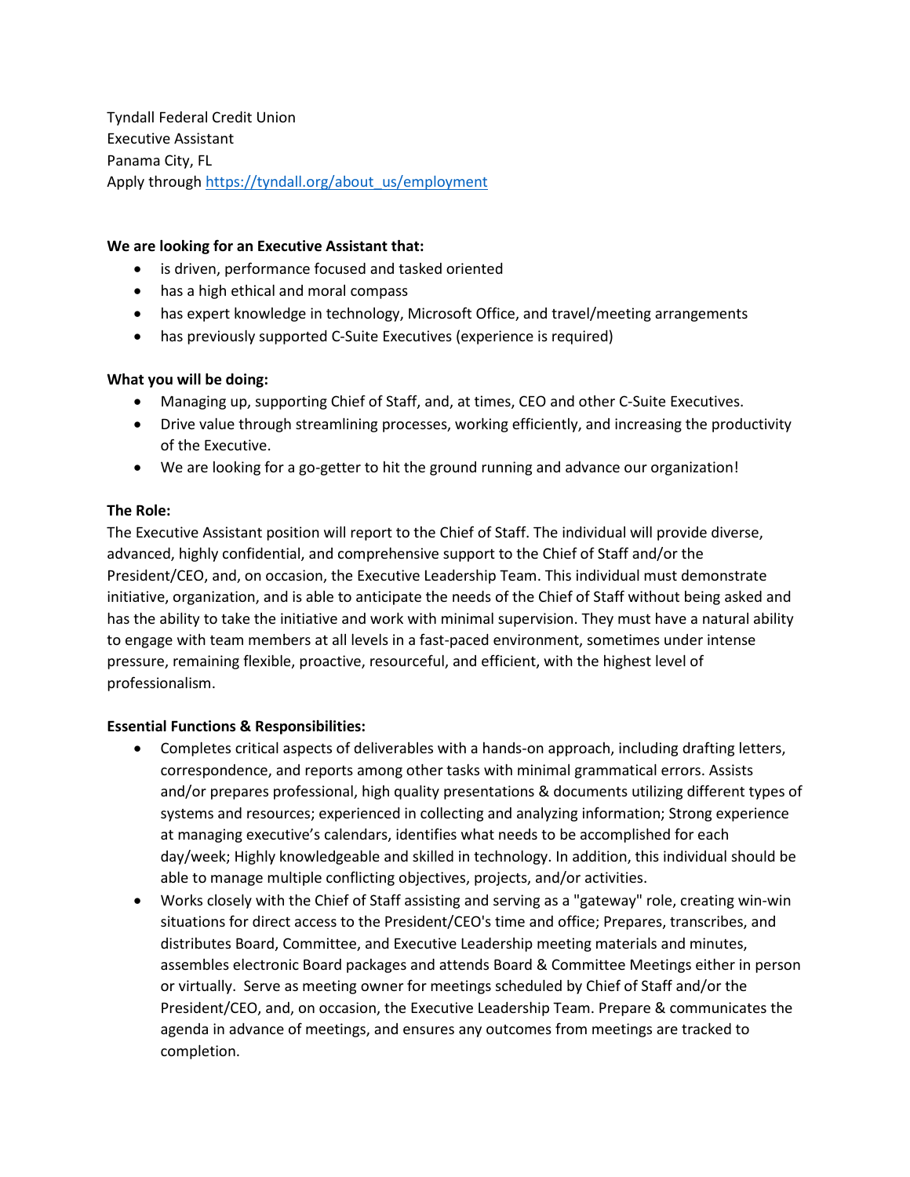Tyndall Federal Credit Union
Executive Assistant
Panama City, FL
Apply through [https://tyndall.org/about_us/employment](https://tyndall.org/about_us/employment)

**We are looking for an Executive Assistant that:**

- is driven, performance focused and tasked oriented
- has a high ethical and moral compass
- has expert knowledge in technology, Microsoft Office, and travel/meeting arrangements
- has previously supported C-Suite Executives (experience is required)

**What you will be doing:**

- Managing up, supporting Chief of Staff, and, at times, CEO and other C-Suite Executives.
- Drive value through streamlining processes, working efficiently, and increasing the productivity of the Executive.
- We are looking for a go-getter to hit the ground running and advance our organization!

**The Role:**

The Executive Assistant position will report to the Chief of Staff. The individual will provide diverse, advanced, highly confidential, and comprehensive support to the Chief of Staff and/or the President/CEO, and, on occasion, the Executive Leadership Team. This individual must demonstrate initiative, organization, and is able to anticipate the needs of the Chief of Staff without being asked and has the ability to take the initiative and work with minimal supervision. They must have a natural ability to engage with team members at all levels in a fast-paced environment, sometimes under intense pressure, remaining flexible, proactive, resourceful, and efficient, with the highest level of professionalism.

**Essential Functions & Responsibilities:**

- Completes critical aspects of deliverables with a hands-on approach, including drafting letters, correspondence, and reports among other tasks with minimal grammatical errors. Assists and/or prepares professional, high quality presentations & documents utilizing different types of systems and resources; experienced in collecting and analyzing information; Strong experience at managing executive's calendars, identifies what needs to be accomplished for each day/week; Highly knowledgeable and skilled in technology. In addition, this individual should be able to manage multiple conflicting objectives, projects, and/or activities.
- Works closely with the Chief of Staff assisting and serving as a "gateway" role, creating win-win situations for direct access to the President/CEO's time and office; Prepares, transcribes, and distributes Board, Committee, and Executive Leadership meeting materials and minutes, assembles electronic Board packages and attends Board & Committee Meetings either in person or virtually. Serve as meeting owner for meetings scheduled by Chief of Staff and/or the President/CEO, and, on occasion, the Executive Leadership Team. Prepare & communicates the agenda in advance of meetings, and ensures any outcomes from meetings are tracked to completion.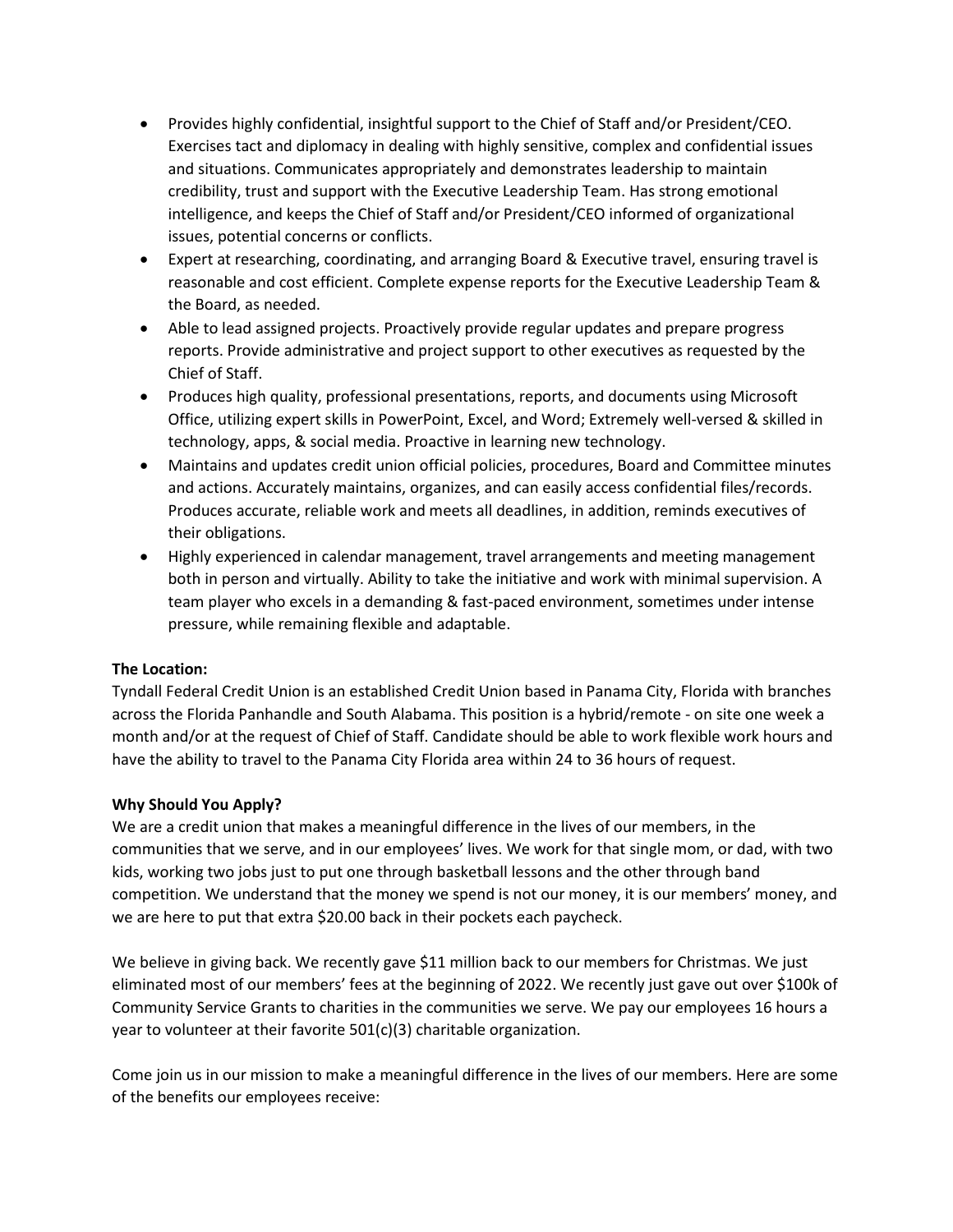- Provides highly confidential, insightful support to the Chief of Staff and/or President/CEO. Exercises tact and diplomacy in dealing with highly sensitive, complex and confidential issues and situations. Communicates appropriately and demonstrates leadership to maintain credibility, trust and support with the Executive Leadership Team. Has strong emotional intelligence, and keeps the Chief of Staff and/or President/CEO informed of organizational issues, potential concerns or conflicts.
- Expert at researching, coordinating, and arranging Board & Executive travel, ensuring travel is reasonable and cost efficient. Complete expense reports for the Executive Leadership Team & the Board, as needed.
- Able to lead assigned projects. Proactively provide regular updates and prepare progress reports. Provide administrative and project support to other executives as requested by the Chief of Staff.
- Produces high quality, professional presentations, reports, and documents using Microsoft Office, utilizing expert skills in PowerPoint, Excel, and Word; Extremely well-versed & skilled in technology, apps, & social media. Proactive in learning new technology.
- Maintains and updates credit union official policies, procedures, Board and Committee minutes and actions. Accurately maintains, organizes, and can easily access confidential files/records. Produces accurate, reliable work and meets all deadlines, in addition, reminds executives of their obligations.
- Highly experienced in calendar management, travel arrangements and meeting management both in person and virtually. Ability to take the initiative and work with minimal supervision. A team player who excels in a demanding & fast-paced environment, sometimes under intense pressure, while remaining flexible and adaptable.

**The Location:**
Tyndall Federal Credit Union is an established Credit Union based in Panama City, Florida with branches across the Florida Panhandle and South Alabama. This position is a hybrid/remote - on site one week a month and/or at the request of Chief of Staff. Candidate should be able to work flexible work hours and have the ability to travel to the Panama City Florida area within 24 to 36 hours of request.

**Why Should You Apply?**
We are a credit union that makes a meaningful difference in the lives of our members, in the communities that we serve, and in our employees' lives. We work for that single mom, or dad, with two kids, working two jobs just to put one through basketball lessons and the other through band competition. We understand that the money we spend is not our money, it is our members' money, and we are here to put that extra $20.00 back in their pockets each paycheck.

We believe in giving back. We recently gave $11 million back to our members for Christmas. We just eliminated most of our members' fees at the beginning of 2022. We recently just gave out over $100k of Community Service Grants to charities in the communities we serve. We pay our employees 16 hours a year to volunteer at their favorite 501(c)(3) charitable organization.

Come join us in our mission to make a meaningful difference in the lives of our members. Here are some of the benefits our employees receive: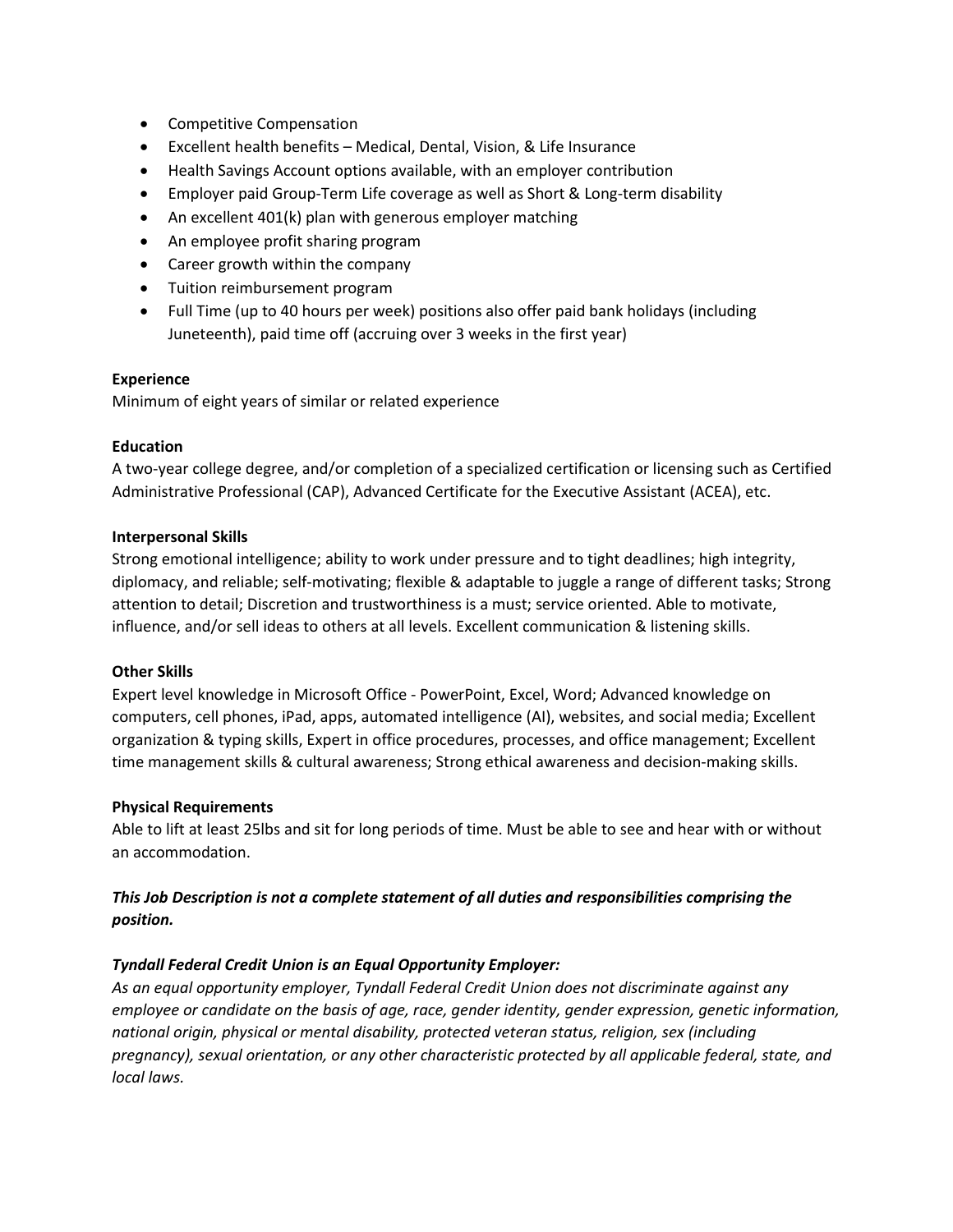- Competitive Compensation
- Excellent health benefits – Medical, Dental, Vision, & Life Insurance
- Health Savings Account options available, with an employer contribution
- Employer paid Group-Term Life coverage as well as Short & Long-term disability
- An excellent 401(k) plan with generous employer matching
- An employee profit sharing program
- Career growth within the company
- Tuition reimbursement program
- Full Time (up to 40 hours per week) positions also offer paid bank holidays (including Juneteenth), paid time off (accruing over 3 weeks in the first year)

**Experience**
Minimum of eight years of similar or related experience

**Education**
A two-year college degree, and/or completion of a specialized certification or licensing such as Certified Administrative Professional (CAP), Advanced Certificate for the Executive Assistant (ACEA), etc.

**Interpersonal Skills**
Strong emotional intelligence; ability to work under pressure and to tight deadlines; high integrity, diplomacy, and reliable; self-motivating; flexible & adaptable to juggle a range of different tasks; Strong attention to detail; Discretion and trustworthiness is a must; service oriented. Able to motivate, influence, and/or sell ideas to others at all levels. Excellent communication & listening skills.

**Other Skills**
Expert level knowledge in Microsoft Office - PowerPoint, Excel, Word; Advanced knowledge on computers, cell phones, iPad, apps, automated intelligence (AI), websites, and social media; Excellent organization & typing skills, Expert in office procedures, processes, and office management; Excellent time management skills & cultural awareness; Strong ethical awareness and decision-making skills.

**Physical Requirements**
Able to lift at least 25lbs and sit for long periods of time. Must be able to see and hear with or without an accommodation.

***This Job Description is not a complete statement of all duties and responsibilities comprising the position.***

***Tyndall Federal Credit Union is an Equal Opportunity Employer:***
*As an equal opportunity employer, Tyndall Federal Credit Union does not discriminate against any employee or candidate on the basis of age, race, gender identity, gender expression, genetic information, national origin, physical or mental disability, protected veteran status, religion, sex (including pregnancy), sexual orientation, or any other characteristic protected by all applicable federal, state, and local laws.*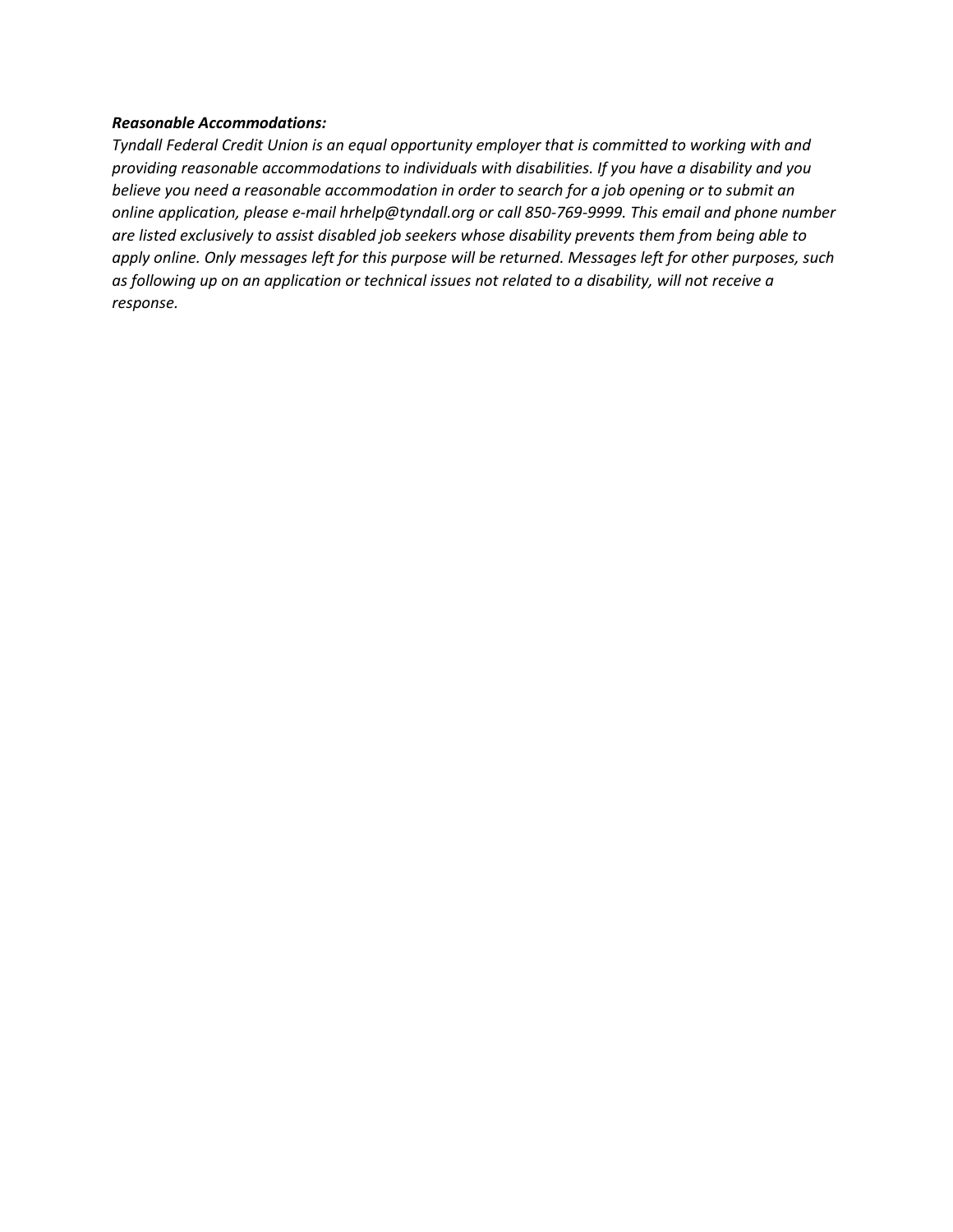***Reasonable Accommodations:***

*Tyndall Federal Credit Union is an equal opportunity employer that is committed to working with and providing reasonable accommodations to individuals with disabilities. If you have a disability and you believe you need a reasonable accommodation in order to search for a job opening or to submit an online application, please e-mail hrhelp@tyndall.org or call 850-769-9999. This email and phone number are listed exclusively to assist disabled job seekers whose disability prevents them from being able to apply online. Only messages left for this purpose will be returned. Messages left for other purposes, such as following up on an application or technical issues not related to a disability, will not receive a response.*